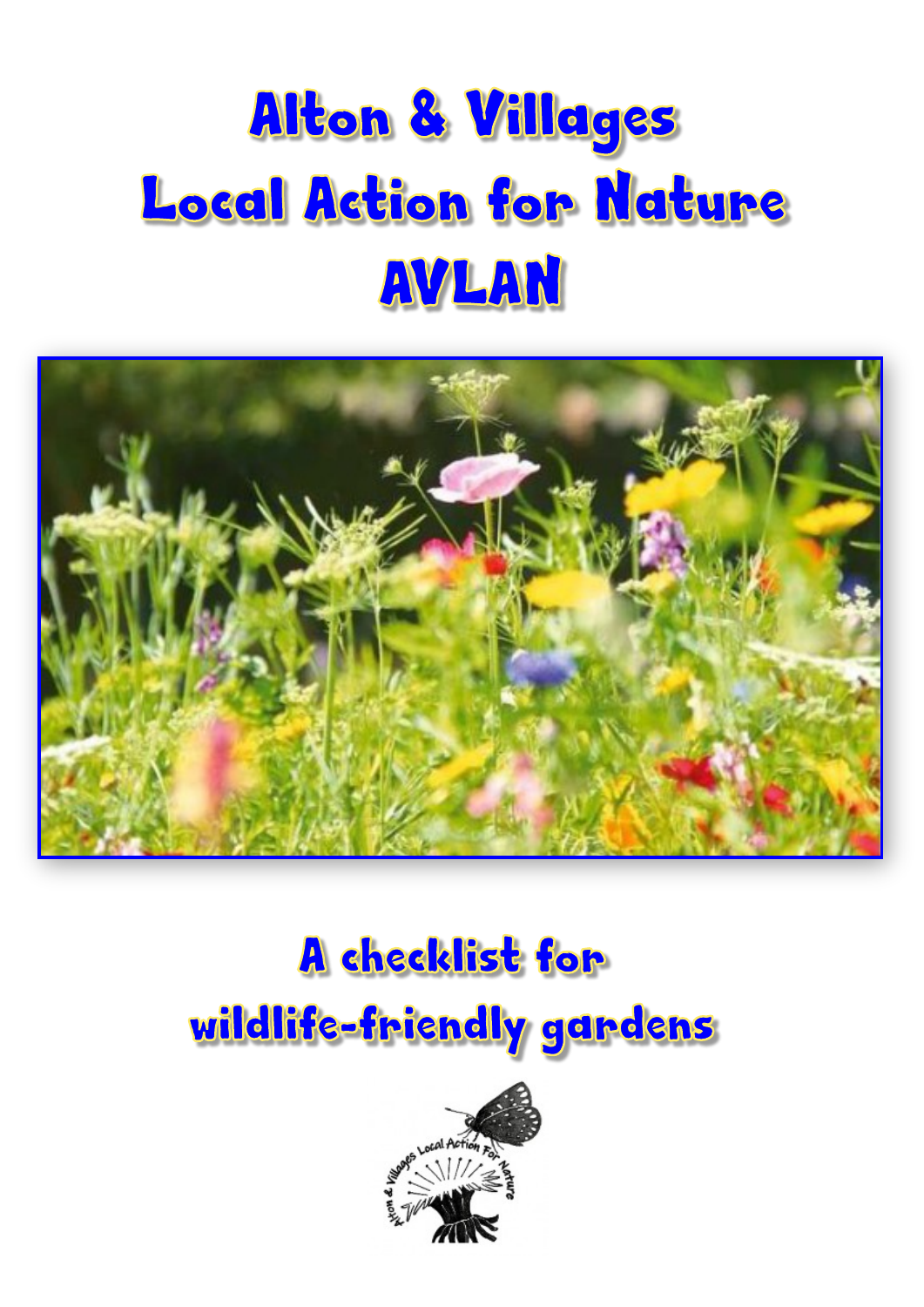# Alton & Villages Local Action for Nature AVLAN

## A checklist for wildlife-friendly gardens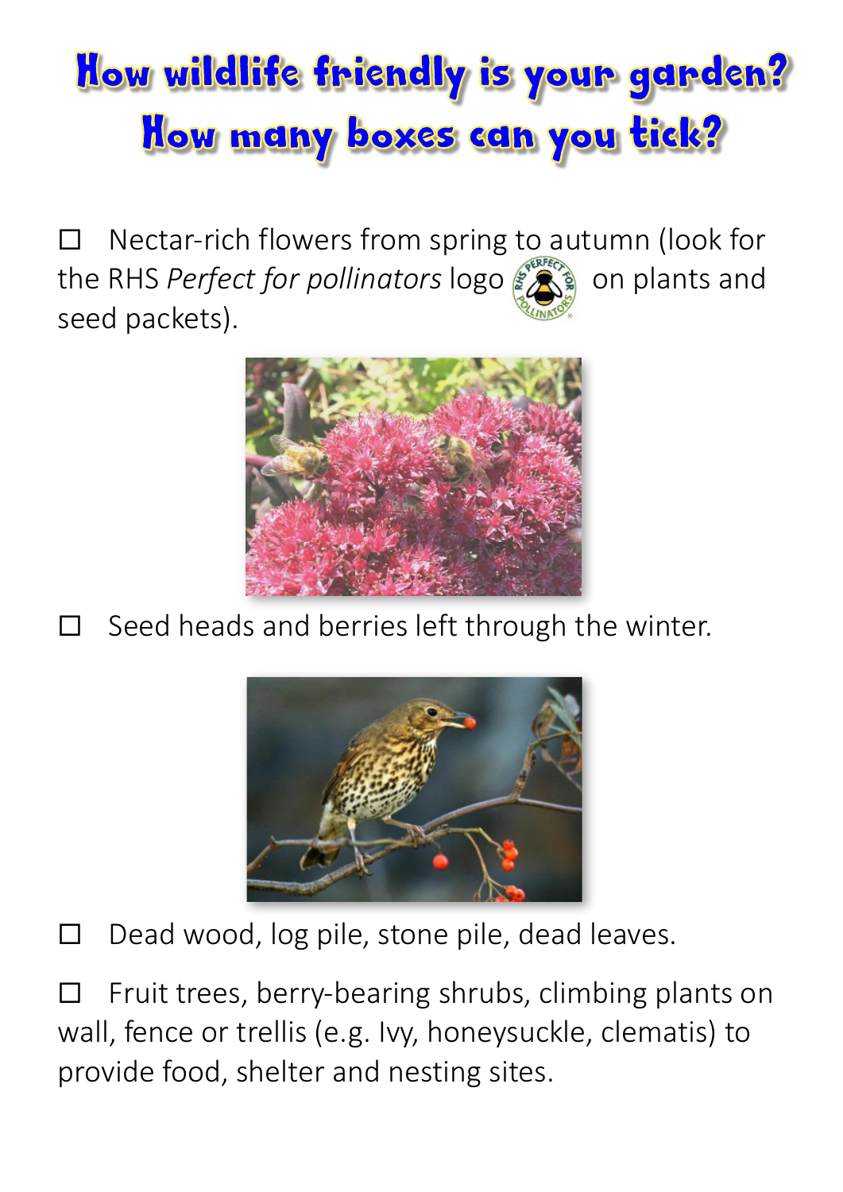# How wildlife friendly is your garden? How many boxes can you tick?

- ☐ Nectar-rich flowers from spring to autumn (look for the RHS *Perfect for pollinators* logo on plants and seed packets).

- ☐ Seed heads and berries left through the winter.

- ☐ Dead wood, log pile, stone pile, dead leaves.

- ☐ Fruit trees, berry-bearing shrubs, climbing plants on wall, fence or trellis (e.g. Ivy, honeysuckle, clematis) to provide food, shelter and nesting sites.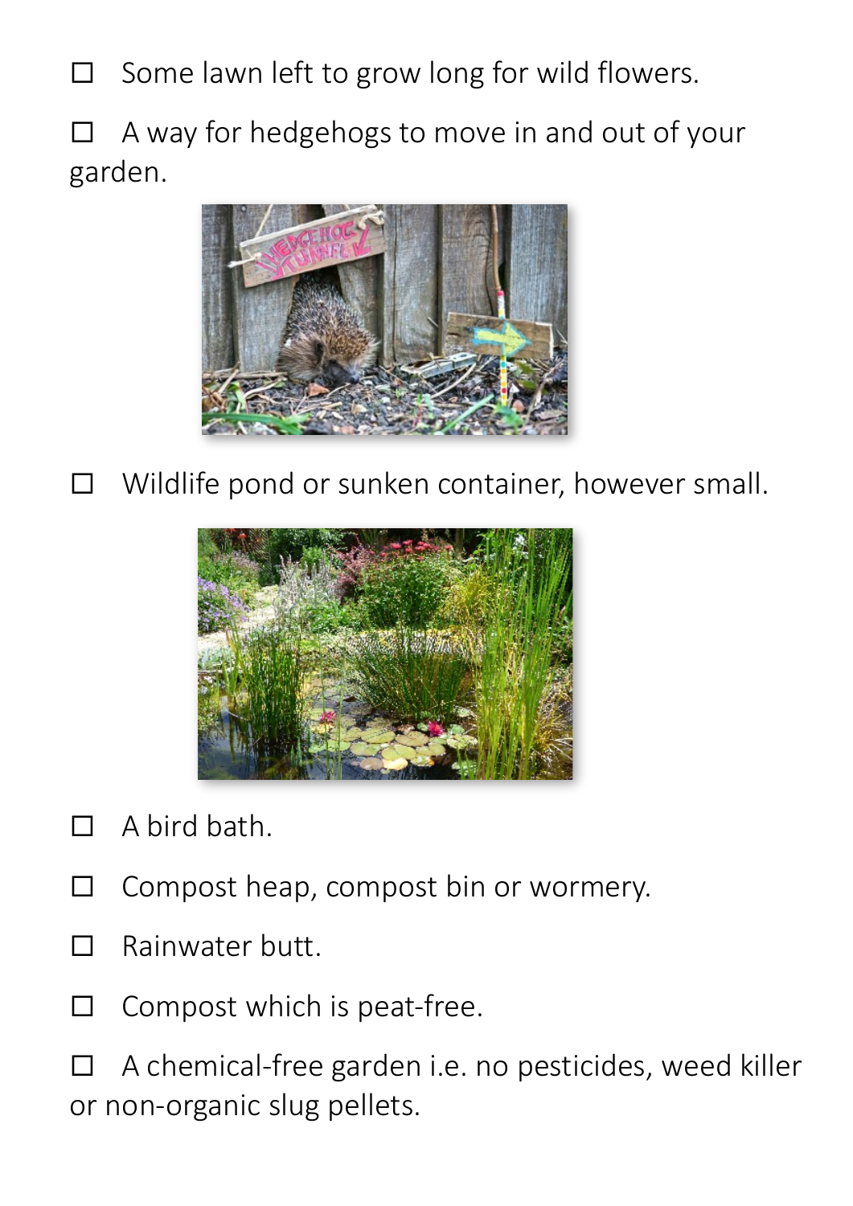☐ Some lawn left to grow long for wild flowers.

☐ A way for hedgehogs to move in and out of your garden.

☐ Wildlife pond or sunken container, however small.

☐ A bird bath.

☐ Compost heap, compost bin or wormery.

☐ Rainwater butt.

☐ Compost which is peat-free.

☐ A chemical-free garden i.e. no pesticides, weed killer or non-organic slug pellets.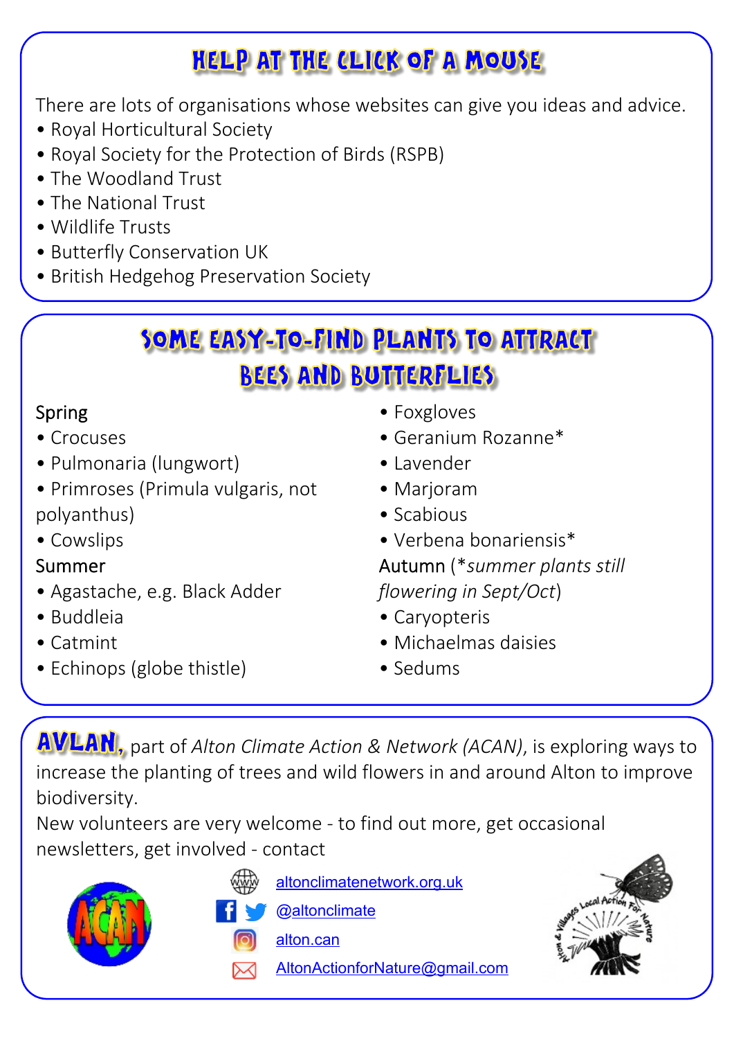## HELP AT THE CLICK OF A MOUSE

There are lots of organisations whose websites can give you ideas and advice.

- Royal Horticultural Society
- Royal Society for the Protection of Birds (RSPB)
- The Woodland Trust
- The National Trust
- Wildlife Trusts
- Butterfly Conservation UK
- British Hedgehog Preservation Society

## SOME EASY-TO-FIND PLANTS TO ATTRACT BEES AND BUTTERFLIES

Spring

- Crocuses
- Pulmonaria (lungwort)
- Primroses (Primula vulgaris, not polyanthus)
- Cowslips

Summer

- Agastache, e.g. Black Adder
- Buddleia
- Catmint
- Echinops (globe thistle)
- Foxgloves
- Geranium Rozanne*
- Lavender
- Marjoram
- Scabious
- Verbena bonariensis*

Autumn (*\*summer plants still flowering in Sept/Oct*)

- Caryopteris
- Michaelmas daisies
- Sedums

**AVLAN,** part of *Alton Climate Action & Network (ACAN)*, is exploring ways to increase the planting of trees and wild flowers in and around Alton to improve biodiversity.

New volunteers are very welcome - to find out more, get occasional newsletters, get involved - contact

altonclimatenetwork.org.uk

@altonclimate

alton.can

AltonActionforNature@gmail.com

ACAN

Alton & Villages Local Action For Nature